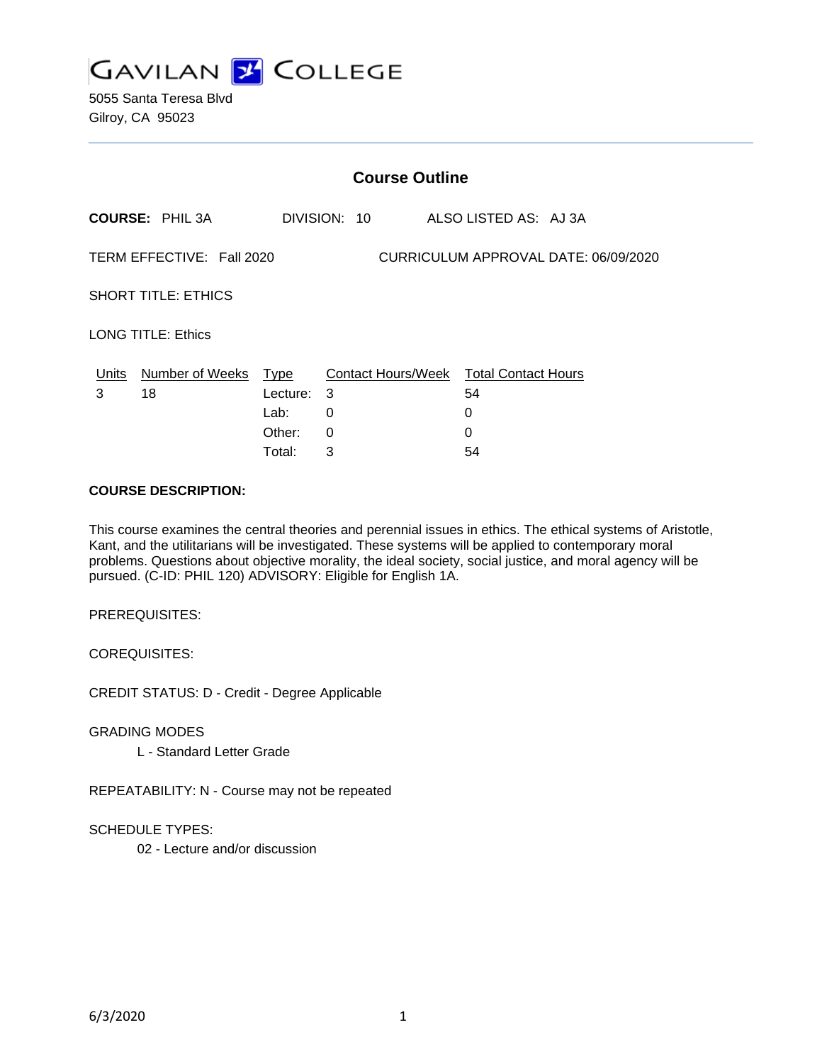# GAVILAN COLLEGE

5055 Santa Teresa Blvd
Gilroy, CA 95023

## Course Outline

**COURSE:** PHIL 3A DIVISION: 10 ALSO LISTED AS: AJ 3A

TERM EFFECTIVE: Fall 2020 CURRICULUM APPROVAL DATE: 06/09/2020

SHORT TITLE: ETHICS

LONG TITLE: Ethics

| Units | Number of Weeks | Type | Contact Hours/Week | Total Contact Hours |
|---|---|---|---|---|
| 3 | 18 | Lecture: | 3 | 54 |
| | | Lab: | 0 | 0 |
| | | Other: | 0 | 0 |
| | | Total: | 3 | 54 |

**COURSE DESCRIPTION:**

This course examines the central theories and perennial issues in ethics. The ethical systems of Aristotle, Kant, and the utilitarians will be investigated. These systems will be applied to contemporary moral problems. Questions about objective morality, the ideal society, social justice, and moral agency will be pursued. (C-ID: PHIL 120) ADVISORY: Eligible for English 1A.

PREREQUISITES:

COREQUISITES:

CREDIT STATUS: D - Credit - Degree Applicable

GRADING MODES

L - Standard Letter Grade

REPEATABILITY: N - Course may not be repeated

SCHEDULE TYPES:

02 - Lecture and/or discussion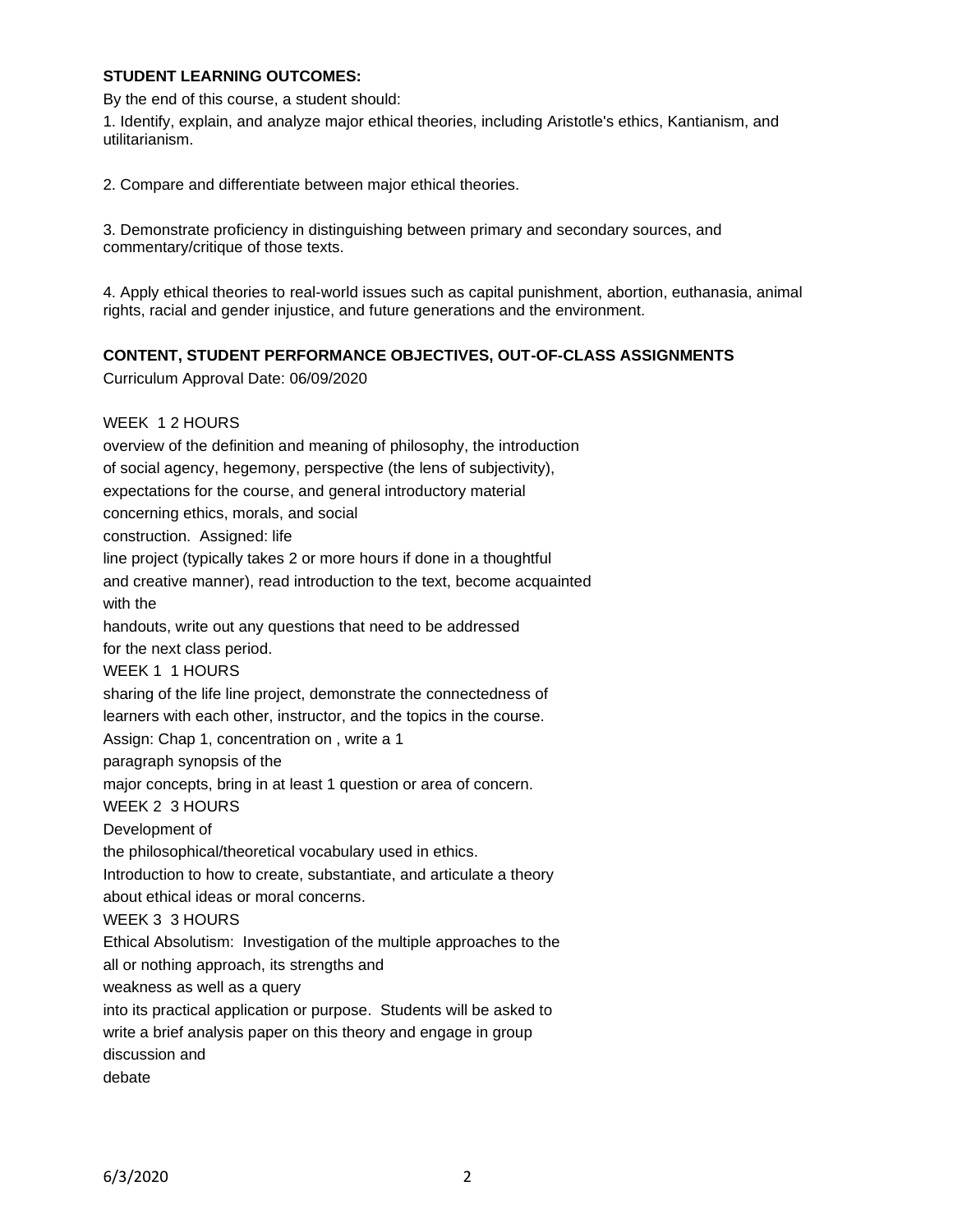**STUDENT LEARNING OUTCOMES:**

By the end of this course, a student should:

1. Identify, explain, and analyze major ethical theories, including Aristotle's ethics, Kantianism, and utilitarianism.

2. Compare and differentiate between major ethical theories.

3. Demonstrate proficiency in distinguishing between primary and secondary sources, and commentary/critique of those texts.

4. Apply ethical theories to real-world issues such as capital punishment, abortion, euthanasia, animal rights, racial and gender injustice, and future generations and the environment.

**CONTENT, STUDENT PERFORMANCE OBJECTIVES, OUT-OF-CLASS ASSIGNMENTS**

Curriculum Approval Date: 06/09/2020

WEEK 1 2 HOURS

overview of the definition and meaning of philosophy, the introduction of social agency, hegemony, perspective (the lens of subjectivity), expectations for the course, and general introductory material concerning ethics, morals, and social construction. Assigned: life line project (typically takes 2 or more hours if done in a thoughtful and creative manner), read introduction to the text, become acquainted with the handouts, write out any questions that need to be addressed for the next class period.

WEEK 1 1 HOURS

sharing of the life line project, demonstrate the connectedness of learners with each other, instructor, and the topics in the course. Assign: Chap 1, concentration on , write a 1 paragraph synopsis of the major concepts, bring in at least 1 question or area of concern.

WEEK 2 3 HOURS

Development of the philosophical/theoretical vocabulary used in ethics. Introduction to how to create, substantiate, and articulate a theory about ethical ideas or moral concerns.

WEEK 3 3 HOURS

Ethical Absolutism: Investigation of the multiple approaches to the all or nothing approach, its strengths and weakness as well as a query into its practical application or purpose. Students will be asked to write a brief analysis paper on this theory and engage in group discussion and debate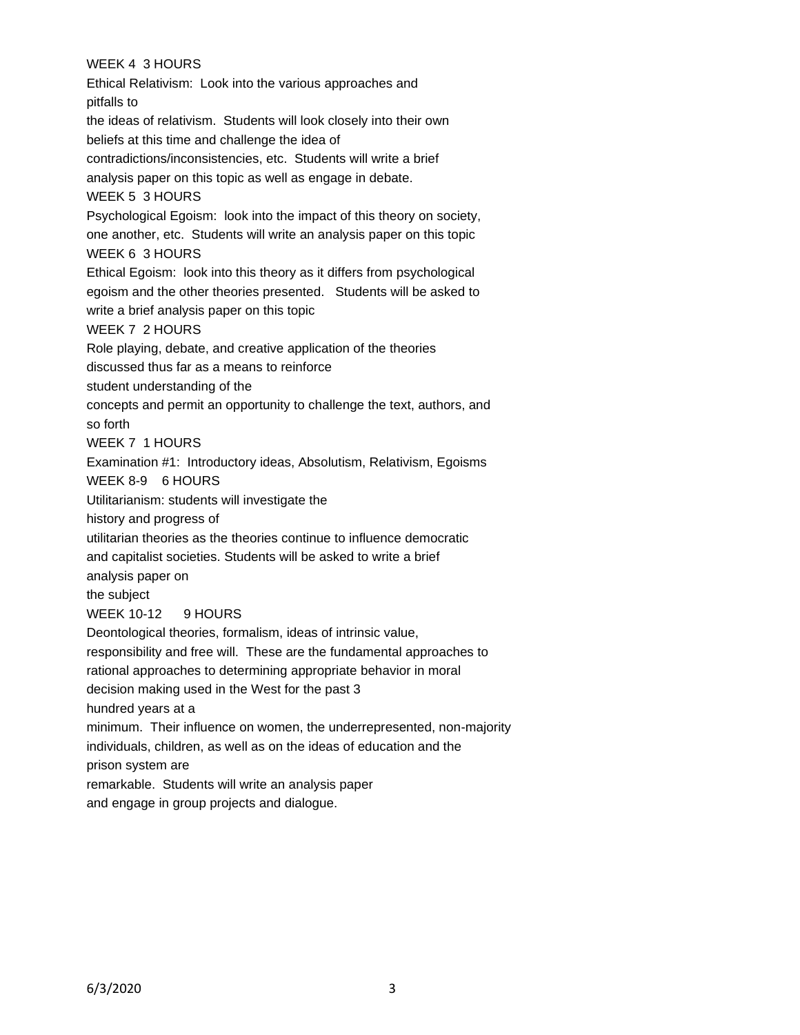WEEK 4 3 HOURS

Ethical Relativism: Look into the various approaches and pitfalls to the ideas of relativism. Students will look closely into their own beliefs at this time and challenge the idea of contradictions/inconsistencies, etc. Students will write a brief analysis paper on this topic as well as engage in debate.

WEEK 5 3 HOURS

Psychological Egoism: look into the impact of this theory on society, one another, etc. Students will write an analysis paper on this topic

WEEK 6 3 HOURS

Ethical Egoism: look into this theory as it differs from psychological egoism and the other theories presented. Students will be asked to write a brief analysis paper on this topic

WEEK 7 2 HOURS

Role playing, debate, and creative application of the theories discussed thus far as a means to reinforce student understanding of the concepts and permit an opportunity to challenge the text, authors, and so forth

WEEK 7 1 HOURS

Examination #1: Introductory ideas, Absolutism, Relativism, Egoisms

WEEK 8-9 6 HOURS

Utilitarianism: students will investigate the history and progress of utilitarian theories as the theories continue to influence democratic and capitalist societies. Students will be asked to write a brief analysis paper on the subject

WEEK 10-12 9 HOURS

Deontological theories, formalism, ideas of intrinsic value, responsibility and free will. These are the fundamental approaches to rational approaches to determining appropriate behavior in moral decision making used in the West for the past 3 hundred years at a minimum. Their influence on women, the underrepresented, non-majority individuals, children, as well as on the ideas of education and the prison system are remarkable. Students will write an analysis paper and engage in group projects and dialogue.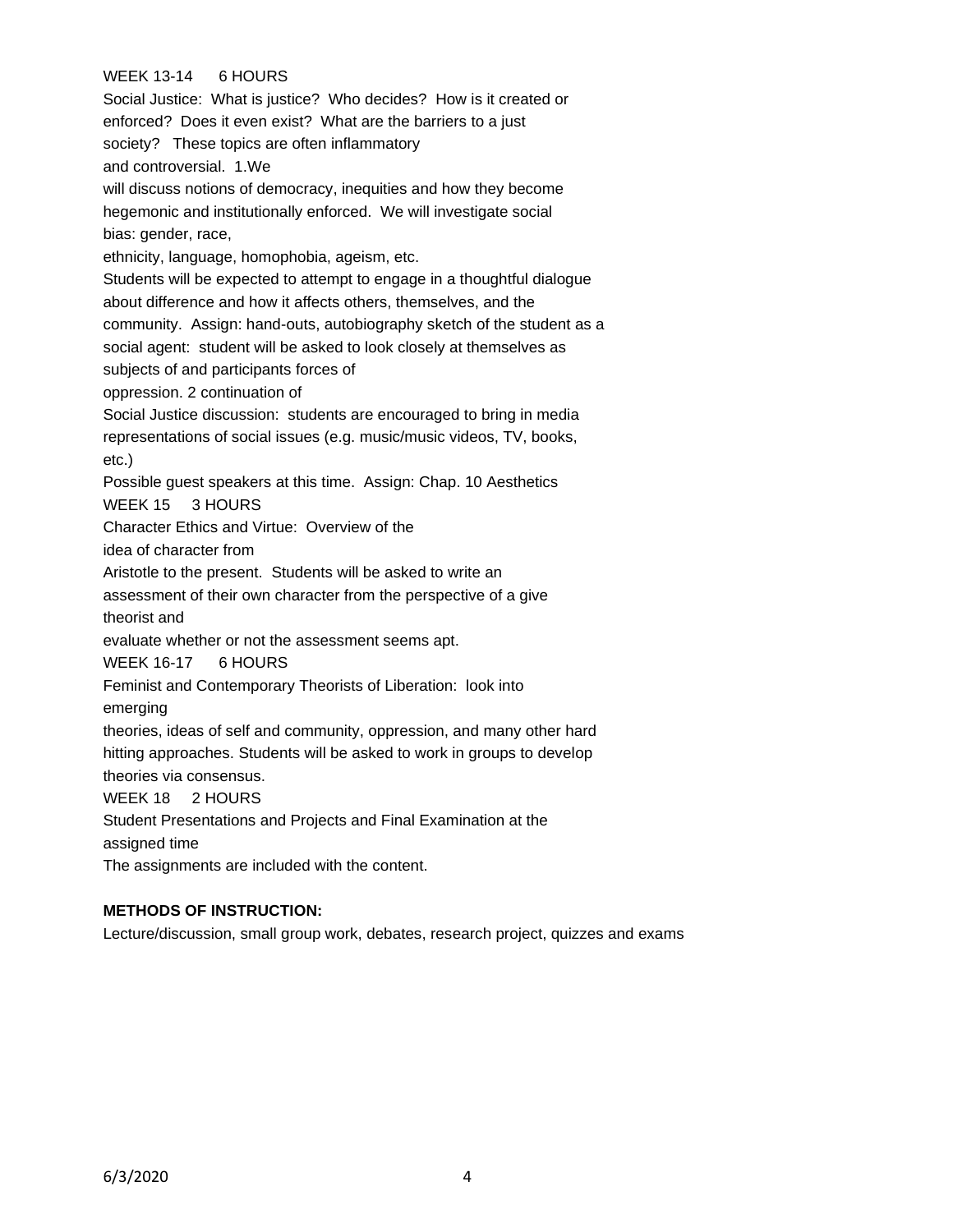WEEK 13-14 6 HOURS

Social Justice: What is justice? Who decides? How is it created or enforced? Does it even exist? What are the barriers to a just society? These topics are often inflammatory and controversial. 1.We will discuss notions of democracy, inequities and how they become hegemonic and institutionally enforced. We will investigate social bias: gender, race, ethnicity, language, homophobia, ageism, etc.

Students will be expected to attempt to engage in a thoughtful dialogue about difference and how it affects others, themselves, and the community. Assign: hand-outs, autobiography sketch of the student as a social agent: student will be asked to look closely at themselves as subjects of and participants forces of oppression. 2 continuation of Social Justice discussion: students are encouraged to bring in media representations of social issues (e.g. music/music videos, TV, books, etc.)

Possible guest speakers at this time. Assign: Chap. 10 Aesthetics

WEEK 15 3 HOURS

Character Ethics and Virtue: Overview of the idea of character from Aristotle to the present. Students will be asked to write an assessment of their own character from the perspective of a give theorist and evaluate whether or not the assessment seems apt.

WEEK 16-17 6 HOURS

Feminist and Contemporary Theorists of Liberation: look into emerging theories, ideas of self and community, oppression, and many other hard hitting approaches. Students will be asked to work in groups to develop theories via consensus.

WEEK 18 2 HOURS

Student Presentations and Projects and Final Examination at the assigned time

The assignments are included with the content.

**METHODS OF INSTRUCTION:**

Lecture/discussion, small group work, debates, research project, quizzes and exams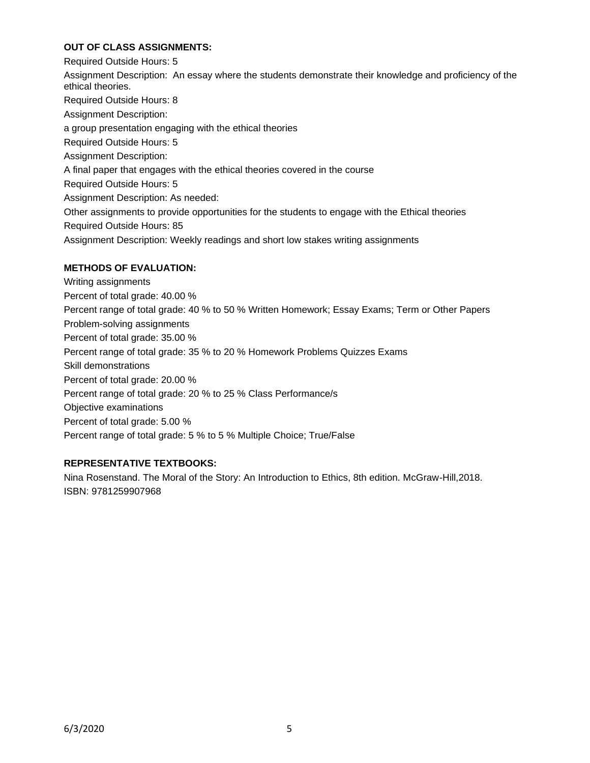**OUT OF CLASS ASSIGNMENTS:**

Required Outside Hours: 5

Assignment Description: An essay where the students demonstrate their knowledge and proficiency of the ethical theories.

Required Outside Hours: 8

Assignment Description:

a group presentation engaging with the ethical theories

Required Outside Hours: 5

Assignment Description:

A final paper that engages with the ethical theories covered in the course

Required Outside Hours: 5

Assignment Description: As needed:

Other assignments to provide opportunities for the students to engage with the Ethical theories

Required Outside Hours: 85

Assignment Description: Weekly readings and short low stakes writing assignments

**METHODS OF EVALUATION:**

Writing assignments

Percent of total grade: 40.00 %

Percent range of total grade: 40 % to 50 % Written Homework; Essay Exams; Term or Other Papers

Problem-solving assignments

Percent of total grade: 35.00 %

Percent range of total grade: 35 % to 20 % Homework Problems Quizzes Exams

Skill demonstrations

Percent of total grade: 20.00 %

Percent range of total grade: 20 % to 25 % Class Performance/s

Objective examinations

Percent of total grade: 5.00 %

Percent range of total grade: 5 % to 5 % Multiple Choice; True/False

**REPRESENTATIVE TEXTBOOKS:**

Nina Rosenstand. The Moral of the Story: An Introduction to Ethics, 8th edition. McGraw-Hill,2018.
ISBN: 9781259907968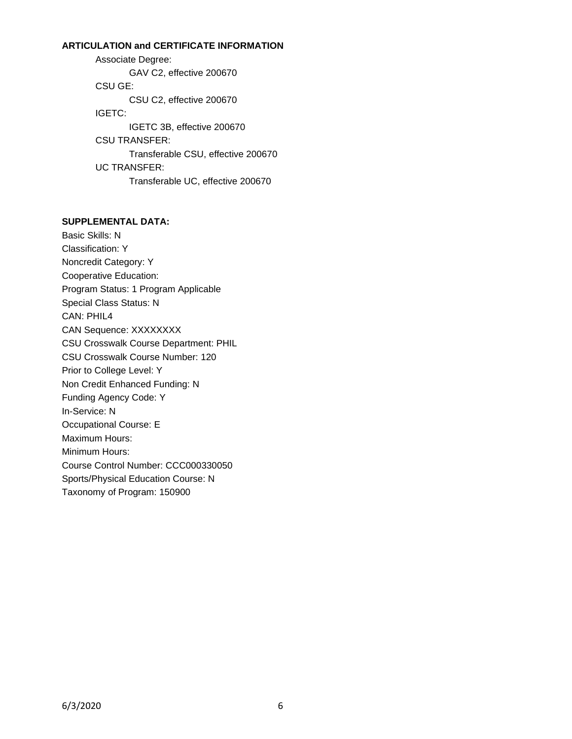**ARTICULATION and CERTIFICATE INFORMATION**

Associate Degree:

GAV C2, effective 200670

CSU GE:

CSU C2, effective 200670

IGETC:

IGETC 3B, effective 200670

CSU TRANSFER:

Transferable CSU, effective 200670

UC TRANSFER:

Transferable UC, effective 200670

**SUPPLEMENTAL DATA:**

Basic Skills: N
Classification: Y
Noncredit Category: Y
Cooperative Education:
Program Status: 1 Program Applicable
Special Class Status: N
CAN: PHIL4
CAN Sequence: XXXXXXXX
CSU Crosswalk Course Department: PHIL
CSU Crosswalk Course Number: 120
Prior to College Level: Y
Non Credit Enhanced Funding: N
Funding Agency Code: Y
In-Service: N
Occupational Course: E
Maximum Hours:
Minimum Hours:
Course Control Number: CCC000330050
Sports/Physical Education Course: N
Taxonomy of Program: 150900